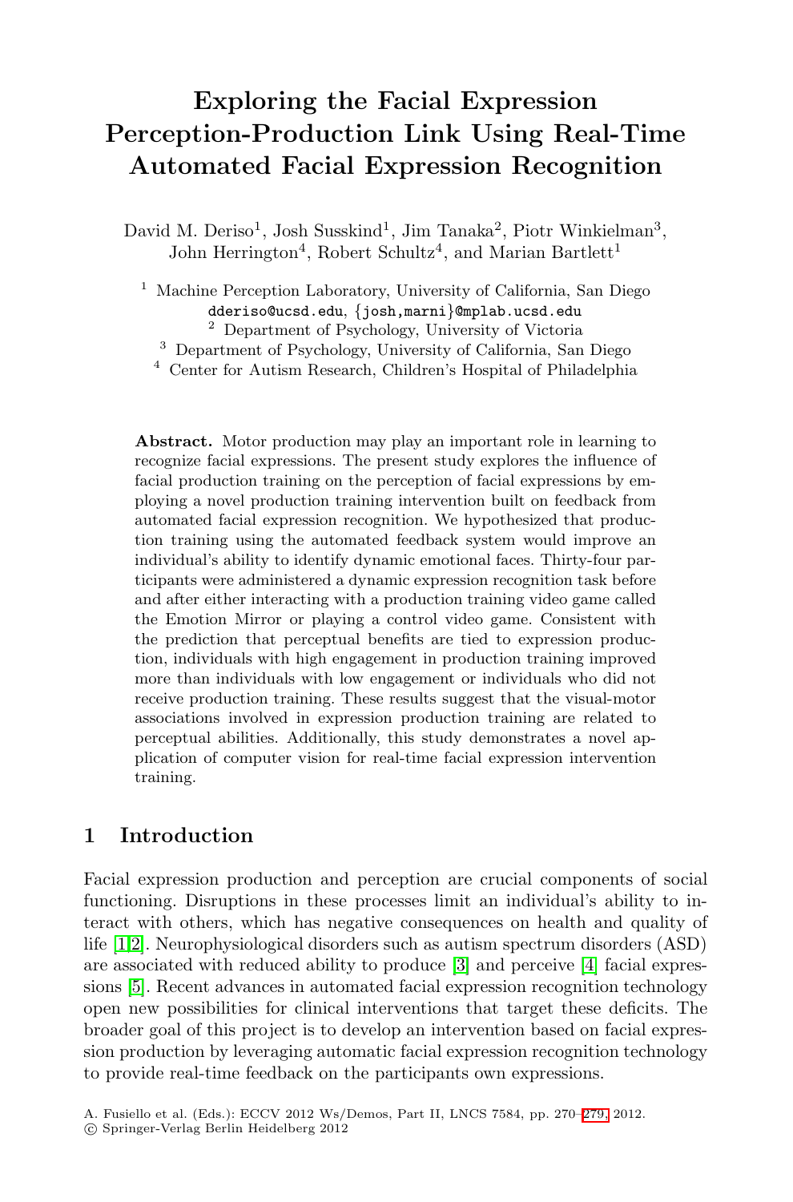# Exploring the Facial Expression Perception-Production Link Using Real-Time Automated Facial Expression Recognition

David M. Deriso[1], Josh Susskind[1], Jim Tanaka[2], Piotr Winkielman[3], John Herrington[4], Robert Schultz[4], and Marian Bartlett[1]

[1] Machine Perception Laboratory, University of California, San Diego
dderiso@ucsd.edu, {josh,marni}@mplab.ucsd.edu
[2] Department of Psychology, University of Victoria
[3] Department of Psychology, University of California, San Diego
[4] Center for Autism Research, Children's Hospital of Philadelphia

**Abstract.** Motor production may play an important role in learning to recognize facial expressions. The present study explores the influence of facial production training on the perception of facial expressions by employing a novel production training intervention built on feedback from automated facial expression recognition. We hypothesized that production training using the automated feedback system would improve an individual's ability to identify dynamic emotional faces. Thirty-four participants were administered a dynamic expression recognition task before and after either interacting with a production training video game called the Emotion Mirror or playing a control video game. Consistent with the prediction that perceptual benefits are tied to expression production, individuals with high engagement in production training improved more than individuals with low engagement or individuals who did not receive production training. These results suggest that the visual-motor associations involved in expression production training are related to perceptual abilities. Additionally, this study demonstrates a novel application of computer vision for real-time facial expression intervention training.

## 1 Introduction

Facial expression production and perception are crucial components of social functioning. Disruptions in these processes limit an individual's ability to interact with others, which has negative consequences on health and quality of life [1,2]. Neurophysiological disorders such as autism spectrum disorders (ASD) are associated with reduced ability to produce [3] and perceive [4] facial expressions [5]. Recent advances in automated facial expression recognition technology open new possibilities for clinical interventions that target these deficits. The broader goal of this project is to develop an intervention based on facial expression production by leveraging automatic facial expression recognition technology to provide real-time feedback on the participants own expressions.

A. Fusiello et al. (Eds.): ECCV 2012 Ws/Demos, Part II, LNCS 7584, pp. 270–279, 2012.
© Springer-Verlag Berlin Heidelberg 2012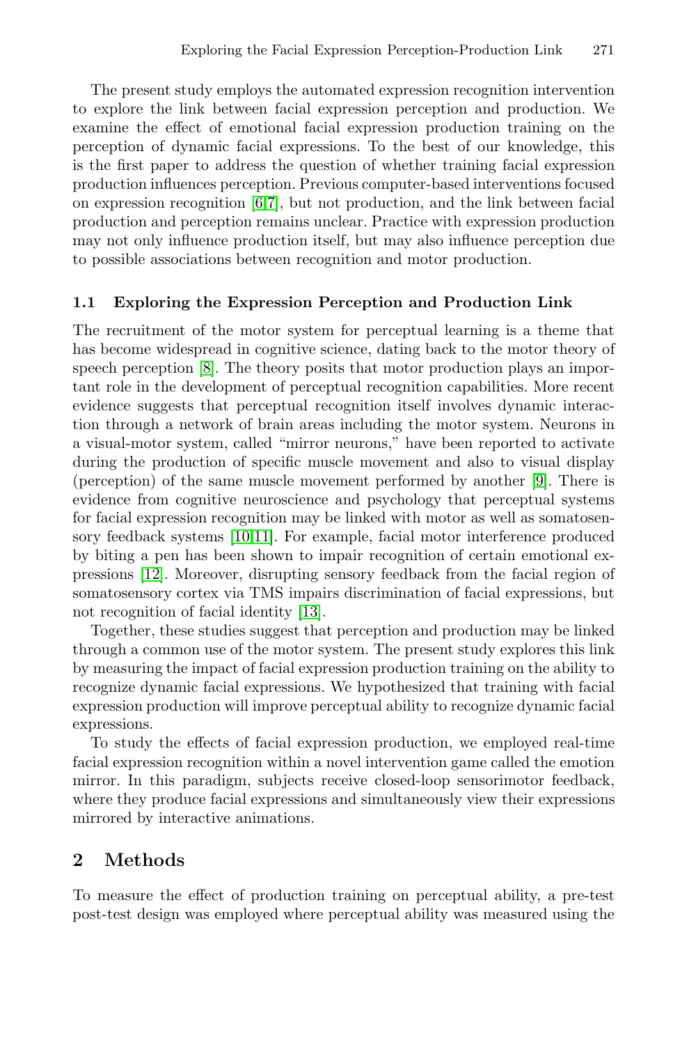The present study employs the automated expression recognition intervention to explore the link between facial expression perception and production. We examine the effect of emotional facial expression production training on the perception of dynamic facial expressions. To the best of our knowledge, this is the first paper to address the question of whether training facial expression production influences perception. Previous computer-based interventions focused on expression recognition [6,7], but not production, and the link between facial production and perception remains unclear. Practice with expression production may not only influence production itself, but may also influence perception due to possible associations between recognition and motor production.

### 1.1 Exploring the Expression Perception and Production Link

The recruitment of the motor system for perceptual learning is a theme that has become widespread in cognitive science, dating back to the motor theory of speech perception [8]. The theory posits that motor production plays an important role in the development of perceptual recognition capabilities. More recent evidence suggests that perceptual recognition itself involves dynamic interaction through a network of brain areas including the motor system. Neurons in a visual-motor system, called "mirror neurons," have been reported to activate during the production of specific muscle movement and also to visual display (perception) of the same muscle movement performed by another [9]. There is evidence from cognitive neuroscience and psychology that perceptual systems for facial expression recognition may be linked with motor as well as somatosensory feedback systems [10,11]. For example, facial motor interference produced by biting a pen has been shown to impair recognition of certain emotional expressions [12]. Moreover, disrupting sensory feedback from the facial region of somatosensory cortex via TMS impairs discrimination of facial expressions, but not recognition of facial identity [13].

Together, these studies suggest that perception and production may be linked through a common use of the motor system. The present study explores this link by measuring the impact of facial expression production training on the ability to recognize dynamic facial expressions. We hypothesized that training with facial expression production will improve perceptual ability to recognize dynamic facial expressions.

To study the effects of facial expression production, we employed real-time facial expression recognition within a novel intervention game called the emotion mirror. In this paradigm, subjects receive closed-loop sensorimotor feedback, where they produce facial expressions and simultaneously view their expressions mirrored by interactive animations.

## 2 Methods

To measure the effect of production training on perceptual ability, a pre-test post-test design was employed where perceptual ability was measured using the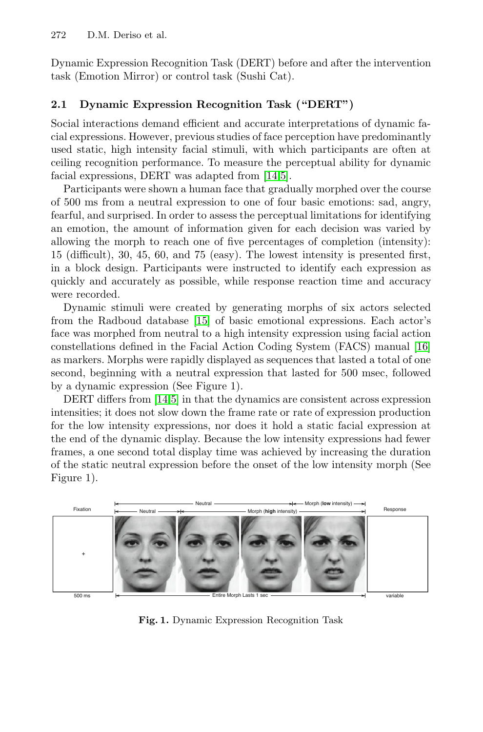Dynamic Expression Recognition Task (DERT) before and after the intervention task (Emotion Mirror) or control task (Sushi Cat).

### 2.1 Dynamic Expression Recognition Task ("DERT")

Social interactions demand efficient and accurate interpretations of dynamic facial expressions. However, previous studies of face perception have predominantly used static, high intensity facial stimuli, with which participants are often at ceiling recognition performance. To measure the perceptual ability for dynamic facial expressions, DERT was adapted from [14,5].

Participants were shown a human face that gradually morphed over the course of 500 ms from a neutral expression to one of four basic emotions: sad, angry, fearful, and surprised. In order to assess the perceptual limitations for identifying an emotion, the amount of information given for each decision was varied by allowing the morph to reach one of five percentages of completion (intensity): 15 (difficult), 30, 45, 60, and 75 (easy). The lowest intensity is presented first, in a block design. Participants were instructed to identify each expression as quickly and accurately as possible, while response reaction time and accuracy were recorded.

Dynamic stimuli were created by generating morphs of six actors selected from the Radboud database [15] of basic emotional expressions. Each actor's face was morphed from neutral to a high intensity expression using facial action constellations defined in the Facial Action Coding System (FACS) manual [16] as markers. Morphs were rapidly displayed as sequences that lasted a total of one second, beginning with a neutral expression that lasted for 500 msec, followed by a dynamic expression (See Figure 1).

DERT differs from [14,5] in that the dynamics are consistent across expression intensities; it does not slow down the frame rate or rate of expression production for the low intensity expressions, nor does it hold a static facial expression at the end of the dynamic display. Because the low intensity expressions had fewer frames, a one second total display time was achieved by increasing the duration of the static neutral expression before the onset of the low intensity morph (See Figure 1).

Fixation | Neutral | Morph (**high** intensity) | Morph (**low** intensity) | Response | 500 ms | Entire Morph Lasts 1 sec | variable

**Fig. 1.** Dynamic Expression Recognition Task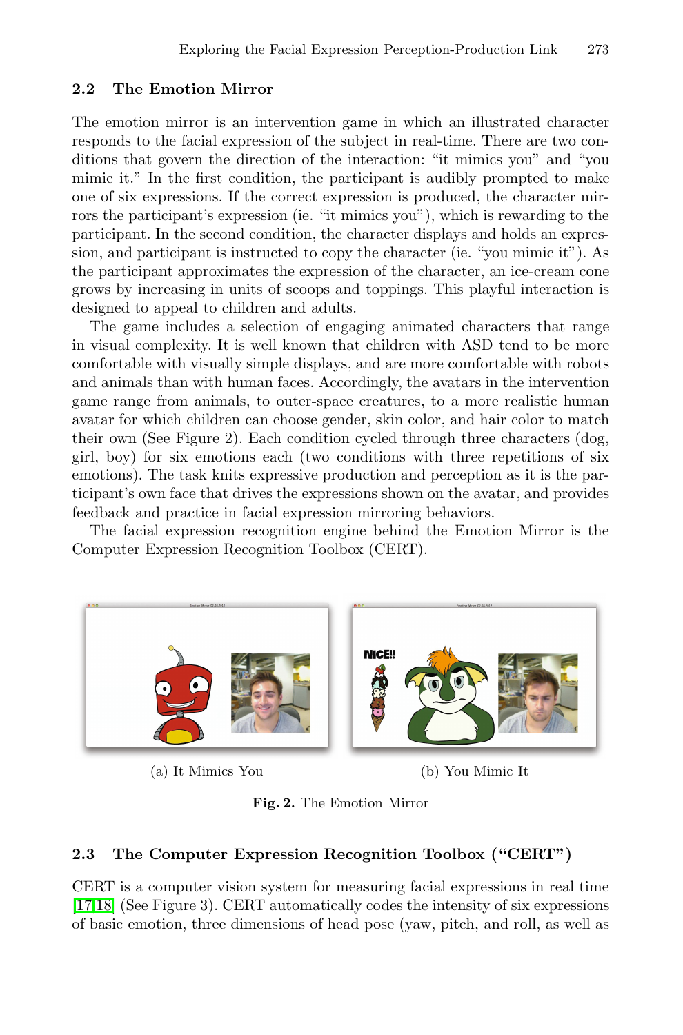### 2.2 The Emotion Mirror

The emotion mirror is an intervention game in which an illustrated character responds to the facial expression of the subject in real-time. There are two conditions that govern the direction of the interaction: "it mimics you" and "you mimic it." In the first condition, the participant is audibly prompted to make one of six expressions. If the correct expression is produced, the character mirrors the participant's expression (ie. "it mimics you"), which is rewarding to the participant. In the second condition, the character displays and holds an expression, and participant is instructed to copy the character (ie. "you mimic it"). As the participant approximates the expression of the character, an ice-cream cone grows by increasing in units of scoops and toppings. This playful interaction is designed to appeal to children and adults.

The game includes a selection of engaging animated characters that range in visual complexity. It is well known that children with ASD tend to be more comfortable with visually simple displays, and are more comfortable with robots and animals than with human faces. Accordingly, the avatars in the intervention game range from animals, to outer-space creatures, to a more realistic human avatar for which children can choose gender, skin color, and hair color to match their own (See Figure 2). Each condition cycled through three characters (dog, girl, boy) for six emotions each (two conditions with three repetitions of six emotions). The task knits expressive production and perception as it is the participant's own face that drives the expressions shown on the avatar, and provides feedback and practice in facial expression mirroring behaviors.

The facial expression recognition engine behind the Emotion Mirror is the Computer Expression Recognition Toolbox (CERT).

(a) It Mimics You

(b) You Mimic It

**Fig. 2.** The Emotion Mirror

### 2.3 The Computer Expression Recognition Toolbox ("CERT")

CERT is a computer vision system for measuring facial expressions in real time [17,18] (See Figure 3). CERT automatically codes the intensity of six expressions of basic emotion, three dimensions of head pose (yaw, pitch, and roll, as well as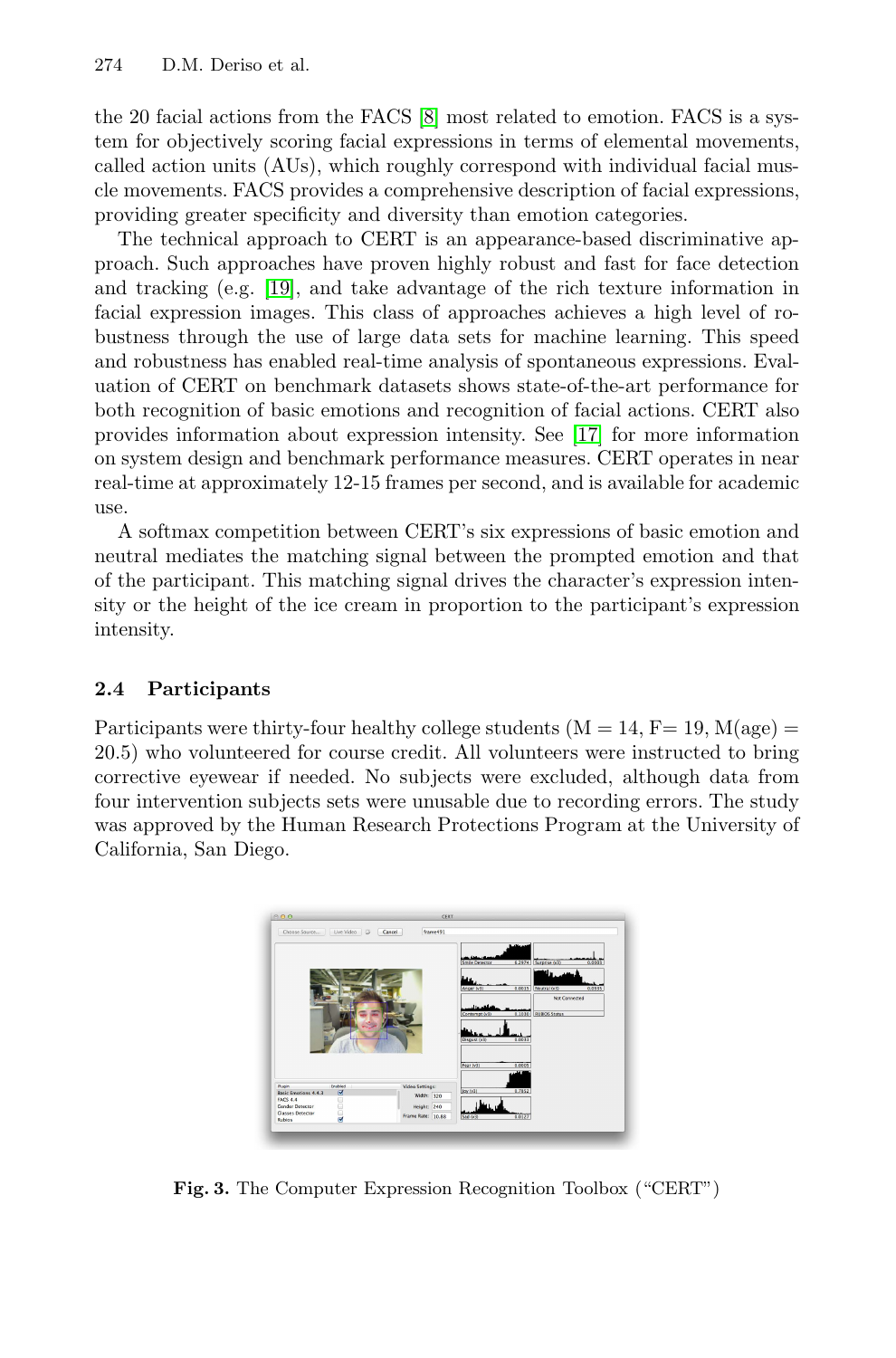the 20 facial actions from the FACS [8] most related to emotion. FACS is a system for objectively scoring facial expressions in terms of elemental movements, called action units (AUs), which roughly correspond with individual facial muscle movements. FACS provides a comprehensive description of facial expressions, providing greater specificity and diversity than emotion categories.

The technical approach to CERT is an appearance-based discriminative approach. Such approaches have proven highly robust and fast for face detection and tracking (e.g. [19], and take advantage of the rich texture information in facial expression images. This class of approaches achieves a high level of robustness through the use of large data sets for machine learning. This speed and robustness has enabled real-time analysis of spontaneous expressions. Evaluation of CERT on benchmark datasets shows state-of-the-art performance for both recognition of basic emotions and recognition of facial actions. CERT also provides information about expression intensity. See [17] for more information on system design and benchmark performance measures. CERT operates in near real-time at approximately 12-15 frames per second, and is available for academic use.

A softmax competition between CERT's six expressions of basic emotion and neutral mediates the matching signal between the prompted emotion and that of the participant. This matching signal drives the character's expression intensity or the height of the ice cream in proportion to the participant's expression intensity.

### 2.4 Participants

Participants were thirty-four healthy college students (M = 14, F= 19, M(age) = 20.5) who volunteered for course credit. All volunteers were instructed to bring corrective eyewear if needed. No subjects were excluded, although data from four intervention subjects sets were unusable due to recording errors. The study was approved by the Human Research Protections Program at the University of California, San Diego.

**Fig. 3.** The Computer Expression Recognition Toolbox ("CERT")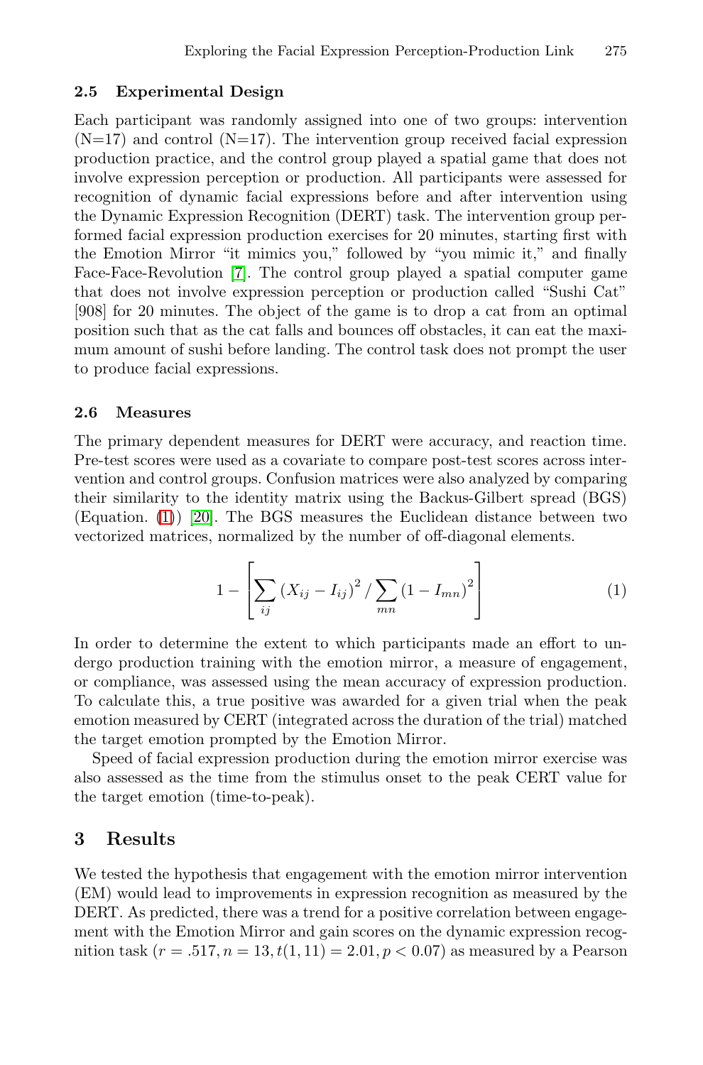### 2.5 Experimental Design

Each participant was randomly assigned into one of two groups: intervention (N=17) and control (N=17). The intervention group received facial expression production practice, and the control group played a spatial game that does not involve expression perception or production. All participants were assessed for recognition of dynamic facial expressions before and after intervention using the Dynamic Expression Recognition (DERT) task. The intervention group performed facial expression production exercises for 20 minutes, starting first with the Emotion Mirror "it mimics you," followed by "you mimic it," and finally Face-Face-Revolution [7]. The control group played a spatial computer game that does not involve expression perception or production called "Sushi Cat" [908] for 20 minutes. The object of the game is to drop a cat from an optimal position such that as the cat falls and bounces off obstacles, it can eat the maximum amount of sushi before landing. The control task does not prompt the user to produce facial expressions.

### 2.6 Measures

The primary dependent measures for DERT were accuracy, and reaction time. Pre-test scores were used as a covariate to compare post-test scores across intervention and control groups. Confusion matrices were also analyzed by comparing their similarity to the identity matrix using the Backus-Gilbert spread (BGS) (Equation. (1)) [20]. The BGS measures the Euclidean distance between two vectorized matrices, normalized by the number of off-diagonal elements.

$$1 - \left[ \sum_{ij} \left(X_{ij} - I_{ij}\right)^2 / \sum_{mn} \left(1 - I_{mn}\right)^2 \right] \tag{1}$$

In order to determine the extent to which participants made an effort to undergo production training with the emotion mirror, a measure of engagement, or compliance, was assessed using the mean accuracy of expression production. To calculate this, a true positive was awarded for a given trial when the peak emotion measured by CERT (integrated across the duration of the trial) matched the target emotion prompted by the Emotion Mirror.

Speed of facial expression production during the emotion mirror exercise was also assessed as the time from the stimulus onset to the peak CERT value for the target emotion (time-to-peak).

## 3 Results

We tested the hypothesis that engagement with the emotion mirror intervention (EM) would lead to improvements in expression recognition as measured by the DERT. As predicted, there was a trend for a positive correlation between engagement with the Emotion Mirror and gain scores on the dynamic expression recognition task ($r = .517, n = 13, t(1, 11) = 2.01, p < 0.07$) as measured by a Pearson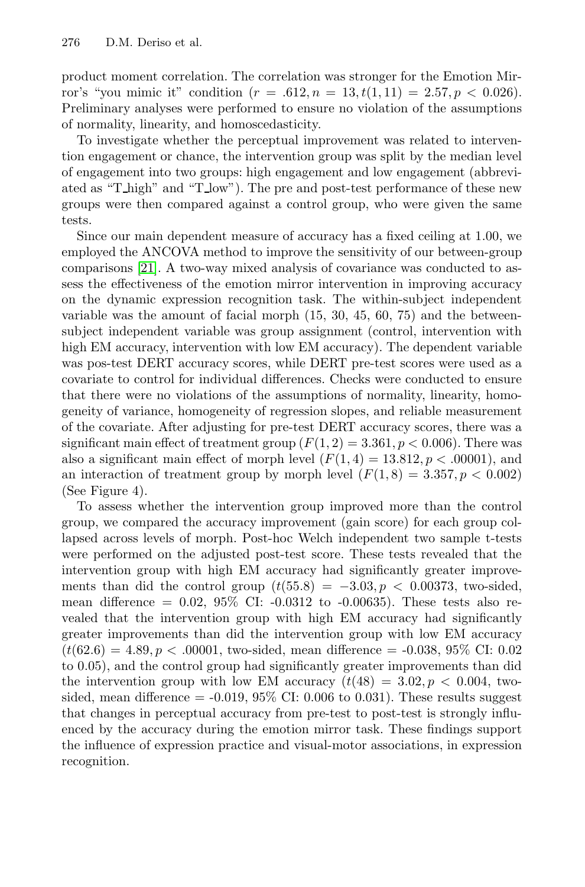product moment correlation. The correlation was stronger for the Emotion Mirror's "you mimic it" condition ($r = .612, n = 13, t(1, 11) = 2.57, p < 0.026$). Preliminary analyses were performed to ensure no violation of the assumptions of normality, linearity, and homoscedasticity.

To investigate whether the perceptual improvement was related to intervention engagement or chance, the intervention group was split by the median level of engagement into two groups: high engagement and low engagement (abbreviated as "T_high" and "T_low"). The pre and post-test performance of these new groups were then compared against a control group, who were given the same tests.

Since our main dependent measure of accuracy has a fixed ceiling at 1.00, we employed the ANCOVA method to improve the sensitivity of our between-group comparisons [21]. A two-way mixed analysis of covariance was conducted to assess the effectiveness of the emotion mirror intervention in improving accuracy on the dynamic expression recognition task. The within-subject independent variable was the amount of facial morph (15, 30, 45, 60, 75) and the between-subject independent variable was group assignment (control, intervention with high EM accuracy, intervention with low EM accuracy). The dependent variable was pos-test DERT accuracy scores, while DERT pre-test scores were used as a covariate to control for individual differences. Checks were conducted to ensure that there were no violations of the assumptions of normality, linearity, homogeneity of variance, homogeneity of regression slopes, and reliable measurement of the covariate. After adjusting for pre-test DERT accuracy scores, there was a significant main effect of treatment group ($F(1, 2) = 3.361, p < 0.006$). There was also a significant main effect of morph level ($F(1, 4) = 13.812, p < .00001$), and an interaction of treatment group by morph level ($F(1, 8) = 3.357, p < 0.002$) (See Figure 4).

To assess whether the intervention group improved more than the control group, we compared the accuracy improvement (gain score) for each group collapsed across levels of morph. Post-hoc Welch independent two sample t-tests were performed on the adjusted post-test score. These tests revealed that the intervention group with high EM accuracy had significantly greater improvements than did the control group ($t(55.8) = -3.03, p < 0.00373$, two-sided, mean difference = 0.02, 95% CI: -0.0312 to -0.00635). These tests also revealed that the intervention group with high EM accuracy had significantly greater improvements than did the intervention group with low EM accuracy ($t(62.6) = 4.89, p < .00001$, two-sided, mean difference = -0.038, 95% CI: 0.02 to 0.05), and the control group had significantly greater improvements than did the intervention group with low EM accuracy ($t(48) = 3.02, p < 0.004$, two-sided, mean difference = -0.019, 95% CI: 0.006 to 0.031). These results suggest that changes in perceptual accuracy from pre-test to post-test is strongly influenced by the accuracy during the emotion mirror task. These findings support the influence of expression practice and visual-motor associations, in expression recognition.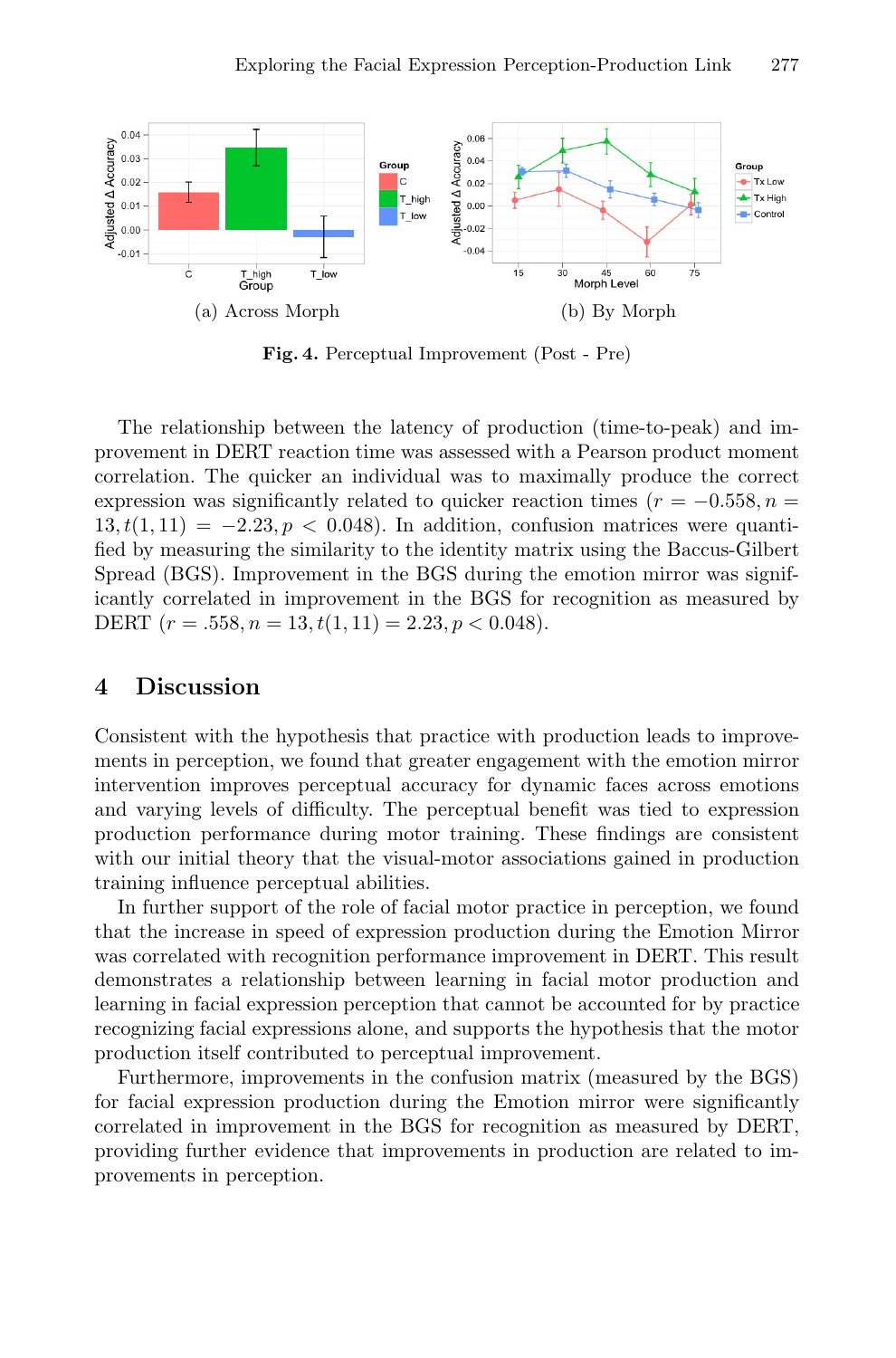(a) Across Morph

(b) By Morph

**Fig. 4.** Perceptual Improvement (Post - Pre)

The relationship between the latency of production (time-to-peak) and improvement in DERT reaction time was assessed with a Pearson product moment correlation. The quicker an individual was to maximally produce the correct expression was significantly related to quicker reaction times ($r = -0.558, n = 13, t(1, 11) = -2.23, p < 0.048$). In addition, confusion matrices were quantified by measuring the similarity to the identity matrix using the Baccus-Gilbert Spread (BGS). Improvement in the BGS during the emotion mirror was significantly correlated in improvement in the BGS for recognition as measured by DERT ($r = .558, n = 13, t(1, 11) = 2.23, p < 0.048$).

## 4 Discussion

Consistent with the hypothesis that practice with production leads to improvements in perception, we found that greater engagement with the emotion mirror intervention improves perceptual accuracy for dynamic faces across emotions and varying levels of difficulty. The perceptual benefit was tied to expression production performance during motor training. These findings are consistent with our initial theory that the visual-motor associations gained in production training influence perceptual abilities.

In further support of the role of facial motor practice in perception, we found that the increase in speed of expression production during the Emotion Mirror was correlated with recognition performance improvement in DERT. This result demonstrates a relationship between learning in facial motor production and learning in facial expression perception that cannot be accounted for by practice recognizing facial expressions alone, and supports the hypothesis that the motor production itself contributed to perceptual improvement.

Furthermore, improvements in the confusion matrix (measured by the BGS) for facial expression production during the Emotion mirror were significantly correlated in improvement in the BGS for recognition as measured by DERT, providing further evidence that improvements in production are related to improvements in perception.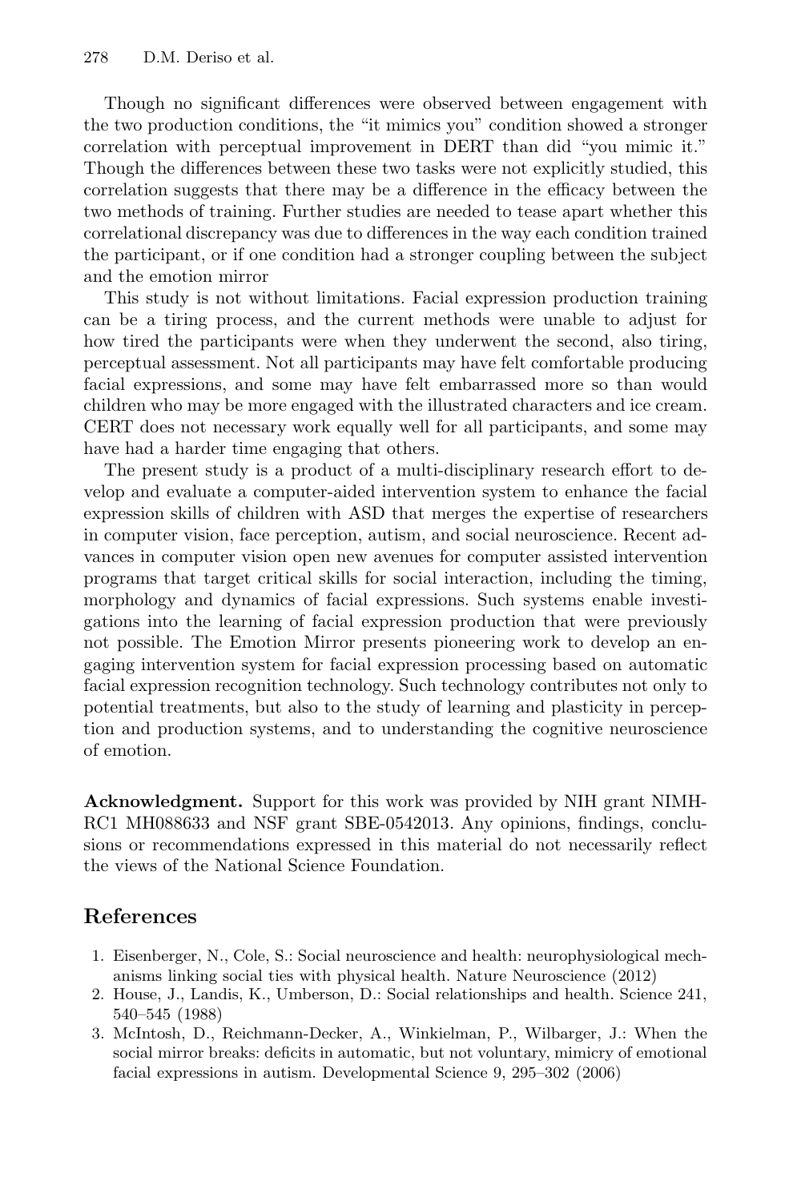Though no significant differences were observed between engagement with the two production conditions, the "it mimics you" condition showed a stronger correlation with perceptual improvement in DERT than did "you mimic it." Though the differences between these two tasks were not explicitly studied, this correlation suggests that there may be a difference in the efficacy between the two methods of training. Further studies are needed to tease apart whether this correlational discrepancy was due to differences in the way each condition trained the participant, or if one condition had a stronger coupling between the subject and the emotion mirror

This study is not without limitations. Facial expression production training can be a tiring process, and the current methods were unable to adjust for how tired the participants were when they underwent the second, also tiring, perceptual assessment. Not all participants may have felt comfortable producing facial expressions, and some may have felt embarrassed more so than would children who may be more engaged with the illustrated characters and ice cream. CERT does not necessary work equally well for all participants, and some may have had a harder time engaging that others.

The present study is a product of a multi-disciplinary research effort to develop and evaluate a computer-aided intervention system to enhance the facial expression skills of children with ASD that merges the expertise of researchers in computer vision, face perception, autism, and social neuroscience. Recent advances in computer vision open new avenues for computer assisted intervention programs that target critical skills for social interaction, including the timing, morphology and dynamics of facial expressions. Such systems enable investigations into the learning of facial expression production that were previously not possible. The Emotion Mirror presents pioneering work to develop an engaging intervention system for facial expression processing based on automatic facial expression recognition technology. Such technology contributes not only to potential treatments, but also to the study of learning and plasticity in perception and production systems, and to understanding the cognitive neuroscience of emotion.

**Acknowledgment.** Support for this work was provided by NIH grant NIMH-RC1 MH088633 and NSF grant SBE-0542013. Any opinions, findings, conclusions or recommendations expressed in this material do not necessarily reflect the views of the National Science Foundation.

## References

1. Eisenberger, N., Cole, S.: Social neuroscience and health: neurophysiological mechanisms linking social ties with physical health. Nature Neuroscience (2012)
2. House, J., Landis, K., Umberson, D.: Social relationships and health. Science 241, 540–545 (1988)
3. McIntosh, D., Reichmann-Decker, A., Winkielman, P., Wilbarger, J.: When the social mirror breaks: deficits in automatic, but not voluntary, mimicry of emotional facial expressions in autism. Developmental Science 9, 295–302 (2006)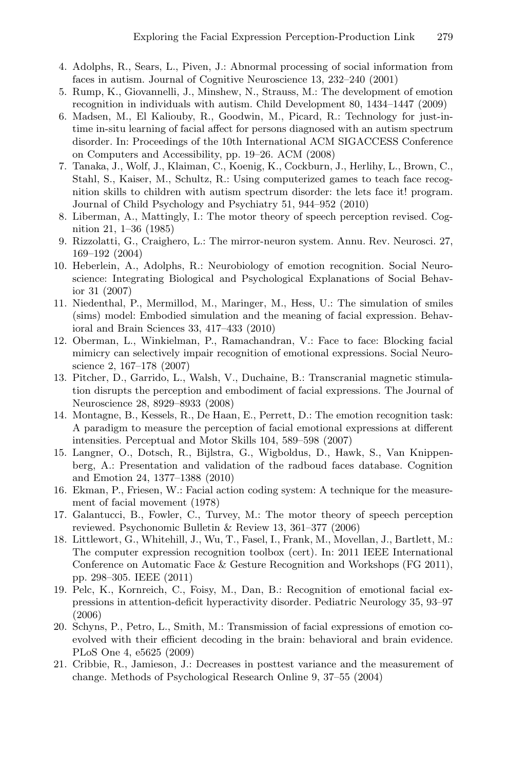4. Adolphs, R., Sears, L., Piven, J.: Abnormal processing of social information from faces in autism. Journal of Cognitive Neuroscience 13, 232–240 (2001)
5. Rump, K., Giovannelli, J., Minshew, N., Strauss, M.: The development of emotion recognition in individuals with autism. Child Development 80, 1434–1447 (2009)
6. Madsen, M., El Kaliouby, R., Goodwin, M., Picard, R.: Technology for just-in-time in-situ learning of facial affect for persons diagnosed with an autism spectrum disorder. In: Proceedings of the 10th International ACM SIGACCESS Conference on Computers and Accessibility, pp. 19–26. ACM (2008)
7. Tanaka, J., Wolf, J., Klaiman, C., Koenig, K., Cockburn, J., Herlihy, L., Brown, C., Stahl, S., Kaiser, M., Schultz, R.: Using computerized games to teach face recognition skills to children with autism spectrum disorder: the lets face it! program. Journal of Child Psychology and Psychiatry 51, 944–952 (2010)
8. Liberman, A., Mattingly, I.: The motor theory of speech perception revised. Cognition 21, 1–36 (1985)
9. Rizzolatti, G., Craighero, L.: The mirror-neuron system. Annu. Rev. Neurosci. 27, 169–192 (2004)
10. Heberlein, A., Adolphs, R.: Neurobiology of emotion recognition. Social Neuroscience: Integrating Biological and Psychological Explanations of Social Behavior 31 (2007)
11. Niedenthal, P., Mermillod, M., Maringer, M., Hess, U.: The simulation of smiles (sims) model: Embodied simulation and the meaning of facial expression. Behavioral and Brain Sciences 33, 417–433 (2010)
12. Oberman, L., Winkielman, P., Ramachandran, V.: Face to face: Blocking facial mimicry can selectively impair recognition of emotional expressions. Social Neuroscience 2, 167–178 (2007)
13. Pitcher, D., Garrido, L., Walsh, V., Duchaine, B.: Transcranial magnetic stimulation disrupts the perception and embodiment of facial expressions. The Journal of Neuroscience 28, 8929–8933 (2008)
14. Montagne, B., Kessels, R., De Haan, E., Perrett, D.: The emotion recognition task: A paradigm to measure the perception of facial emotional expressions at different intensities. Perceptual and Motor Skills 104, 589–598 (2007)
15. Langner, O., Dotsch, R., Bijlstra, G., Wigboldus, D., Hawk, S., Van Knippenberg, A.: Presentation and validation of the radboud faces database. Cognition and Emotion 24, 1377–1388 (2010)
16. Ekman, P., Friesen, W.: Facial action coding system: A technique for the measurement of facial movement (1978)
17. Galantucci, B., Fowler, C., Turvey, M.: The motor theory of speech perception reviewed. Psychonomic Bulletin & Review 13, 361–377 (2006)
18. Littlewort, G., Whitehill, J., Wu, T., Fasel, I., Frank, M., Movellan, J., Bartlett, M.: The computer expression recognition toolbox (cert). In: 2011 IEEE International Conference on Automatic Face & Gesture Recognition and Workshops (FG 2011), pp. 298–305. IEEE (2011)
19. Pelc, K., Kornreich, C., Foisy, M., Dan, B.: Recognition of emotional facial expressions in attention-deficit hyperactivity disorder. Pediatric Neurology 35, 93–97 (2006)
20. Schyns, P., Petro, L., Smith, M.: Transmission of facial expressions of emotion co-evolved with their efficient decoding in the brain: behavioral and brain evidence. PLoS One 4, e5625 (2009)
21. Cribbie, R., Jamieson, J.: Decreases in posttest variance and the measurement of change. Methods of Psychological Research Online 9, 37–55 (2004)